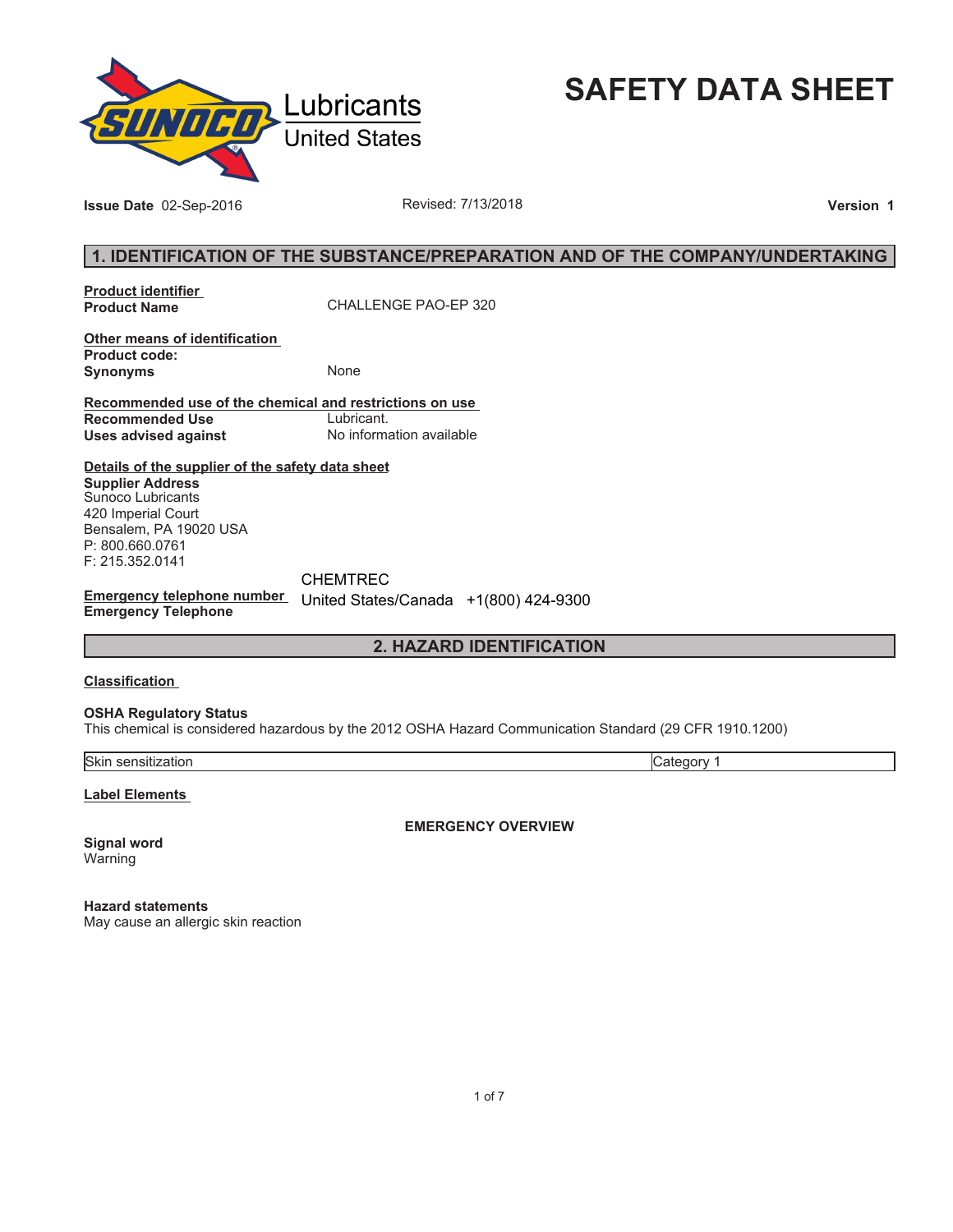Sunoco Lubricants United States

# SAFETY DATA SHEET

**Issue Date** 02-Sep-2016 | Revised: 7/13/2018 | **Version 1**

## 1. IDENTIFICATION OF THE SUBSTANCE/PREPARATION AND OF THE COMPANY/UNDERTAKING

**Product identifier**

**Product Name** CHALLENGE PAO-EP 320

**Other means of identification**

**Product code:**

**Synonyms** None

**Recommended use of the chemical and restrictions on use**

**Recommended Use** Lubricant.

**Uses advised against** No information available

**Details of the supplier of the safety data sheet**

**Supplier Address**
Sunoco Lubricants
420 Imperial Court
Bensalem, PA 19020 USA
P: 800.660.0761
F: 215.352.0141

**Emergency telephone number**

**Emergency Telephone** CHEMTREC United States/Canada +1(800) 424-9300

## 2. HAZARD IDENTIFICATION

**Classification**

**OSHA Regulatory Status**

This chemical is considered hazardous by the 2012 OSHA Hazard Communication Standard (29 CFR 1910.1200)

| Skin sensitization | Category 1 |
| --- | --- |

**Label Elements**

**EMERGENCY OVERVIEW**

**Signal word**

Warning

**Hazard statements**

May cause an allergic skin reaction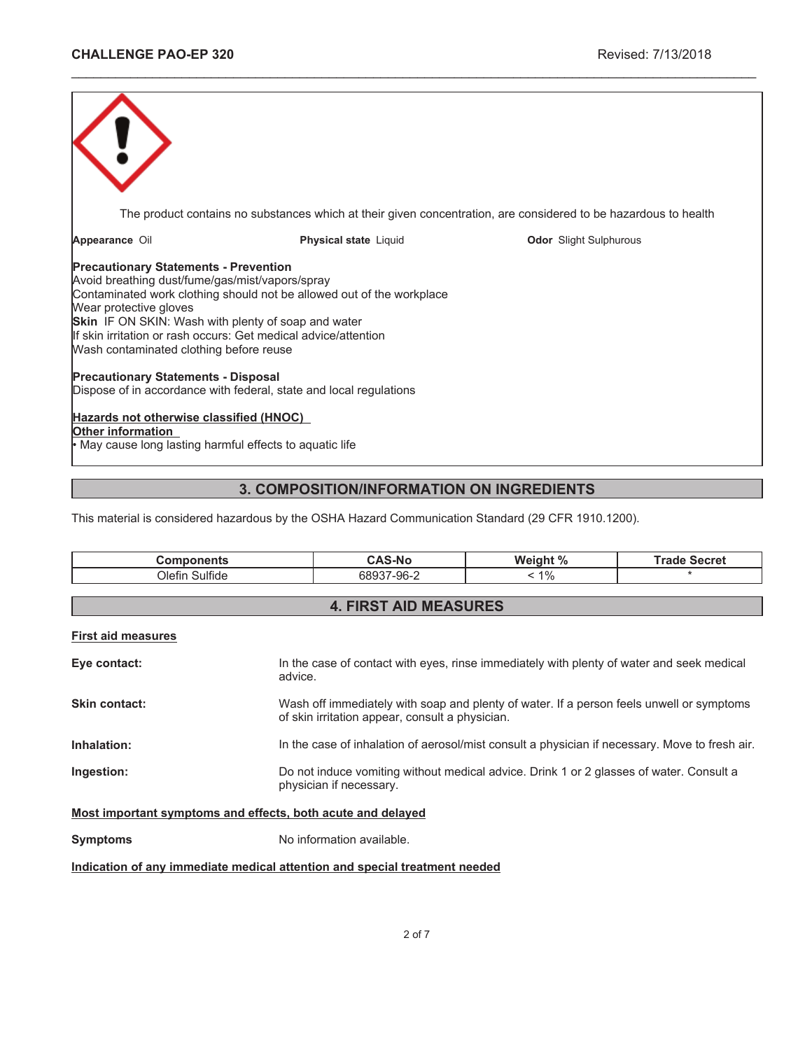The product contains no substances which at their given concentration, are considered to be hazardous to health

**Appearance** Oil **Physical state** Liquid **Odor** Slight Sulphurous

**Precautionary Statements - Prevention**
Avoid breathing dust/fume/gas/mist/vapors/spray
Contaminated work clothing should not be allowed out of the workplace
Wear protective gloves
**Skin** IF ON SKIN: Wash with plenty of soap and water
If skin irritation or rash occurs: Get medical advice/attention
Wash contaminated clothing before reuse

**Precautionary Statements - Disposal**
Dispose of in accordance with federal, state and local regulations

**Hazards not otherwise classified (HNOC)**
**Other information**
• May cause long lasting harmful effects to aquatic life

## 3. COMPOSITION/INFORMATION ON INGREDIENTS

This material is considered hazardous by the OSHA Hazard Communication Standard (29 CFR 1910.1200).

| Components | CAS-No | Weight % | Trade Secret |
|---|---|---|---|
| Olefin Sulfide | 68937-96-2 | < 1% | * |

## 4. FIRST AID MEASURES

**First aid measures**

**Eye contact:** In the case of contact with eyes, rinse immediately with plenty of water and seek medical advice.

**Skin contact:** Wash off immediately with soap and plenty of water. If a person feels unwell or symptoms of skin irritation appear, consult a physician.

**Inhalation:** In the case of inhalation of aerosol/mist consult a physician if necessary. Move to fresh air.

**Ingestion:** Do not induce vomiting without medical advice. Drink 1 or 2 glasses of water. Consult a physician if necessary.

**Most important symptoms and effects, both acute and delayed**

**Symptoms** No information available.

**Indication of any immediate medical attention and special treatment needed**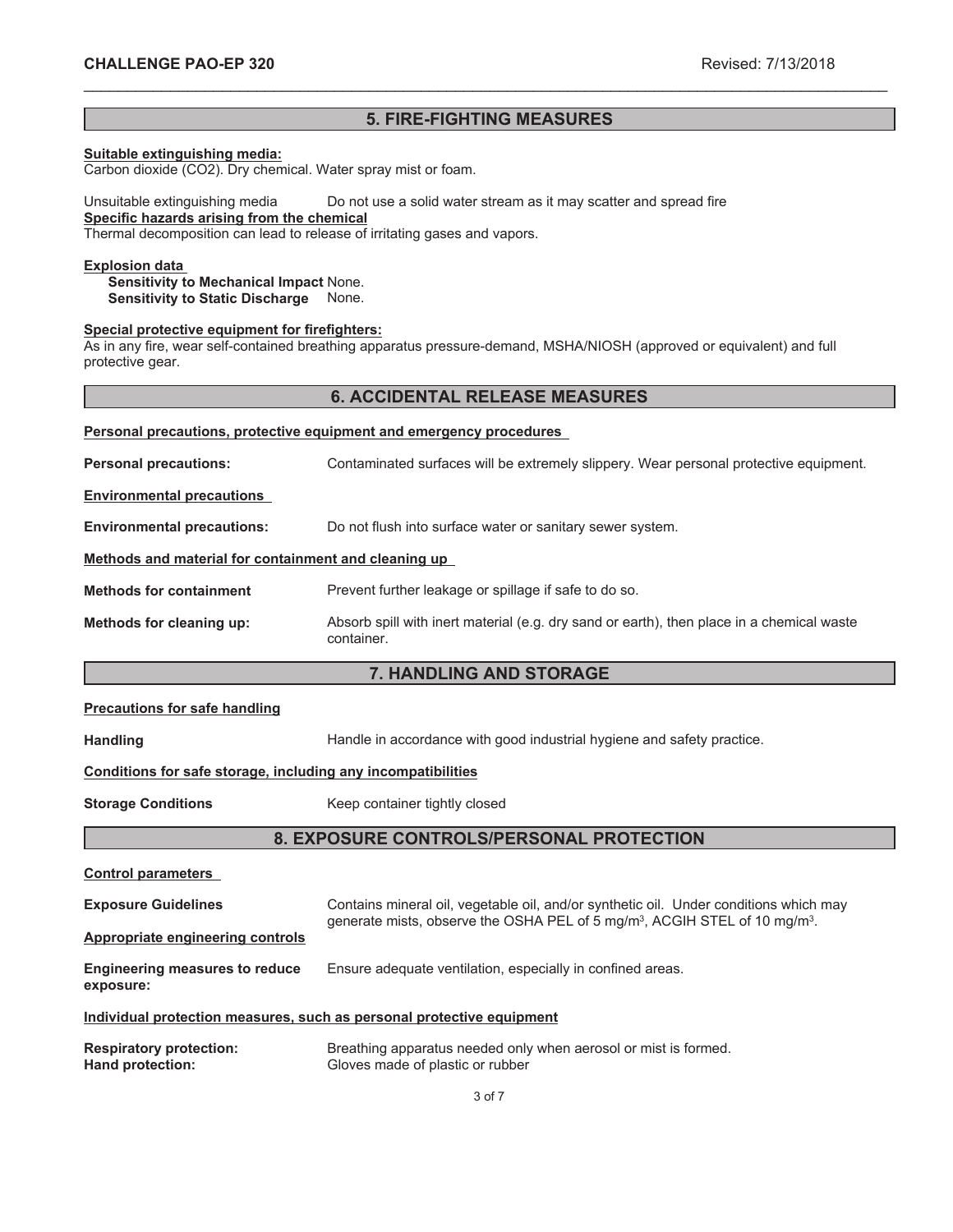## 5. FIRE-FIGHTING MEASURES

**Suitable extinguishing media:**
Carbon dioxide ($CO_2$). Dry chemical. Water spray mist or foam.

Unsuitable extinguishing media Do not use a solid water stream as it may scatter and spread fire

**Specific hazards arising from the chemical**
Thermal decomposition can lead to release of irritating gases and vapors.

**Explosion data**
**Sensitivity to Mechanical Impact** None.
**Sensitivity to Static Discharge** None.

**Special protective equipment for firefighters:**
As in any fire, wear self-contained breathing apparatus pressure-demand, MSHA/NIOSH (approved or equivalent) and full protective gear.

## 6. ACCIDENTAL RELEASE MEASURES

**Personal precautions, protective equipment and emergency procedures**

**Personal precautions:** Contaminated surfaces will be extremely slippery. Wear personal protective equipment.

**Environmental precautions**

**Environmental precautions:** Do not flush into surface water or sanitary sewer system.

**Methods and material for containment and cleaning up**

**Methods for containment** Prevent further leakage or spillage if safe to do so.

**Methods for cleaning up:** Absorb spill with inert material (e.g. dry sand or earth), then place in a chemical waste container.

## 7. HANDLING AND STORAGE

**Precautions for safe handling**

**Handling** Handle in accordance with good industrial hygiene and safety practice.

**Conditions for safe storage, including any incompatibilities**

**Storage Conditions** Keep container tightly closed

## 8. EXPOSURE CONTROLS/PERSONAL PROTECTION

**Control parameters**

**Exposure Guidelines** Contains mineral oil, vegetable oil, and/or synthetic oil. Under conditions which may generate mists, observe the OSHA PEL of 5 mg/m³, ACGIH STEL of 10 mg/m³.

**Appropriate engineering controls**

**Engineering measures to reduce exposure:** Ensure adequate ventilation, especially in confined areas.

**Individual protection measures, such as personal protective equipment**

**Respiratory protection:** Breathing apparatus needed only when aerosol or mist is formed.
**Hand protection:** Gloves made of plastic or rubber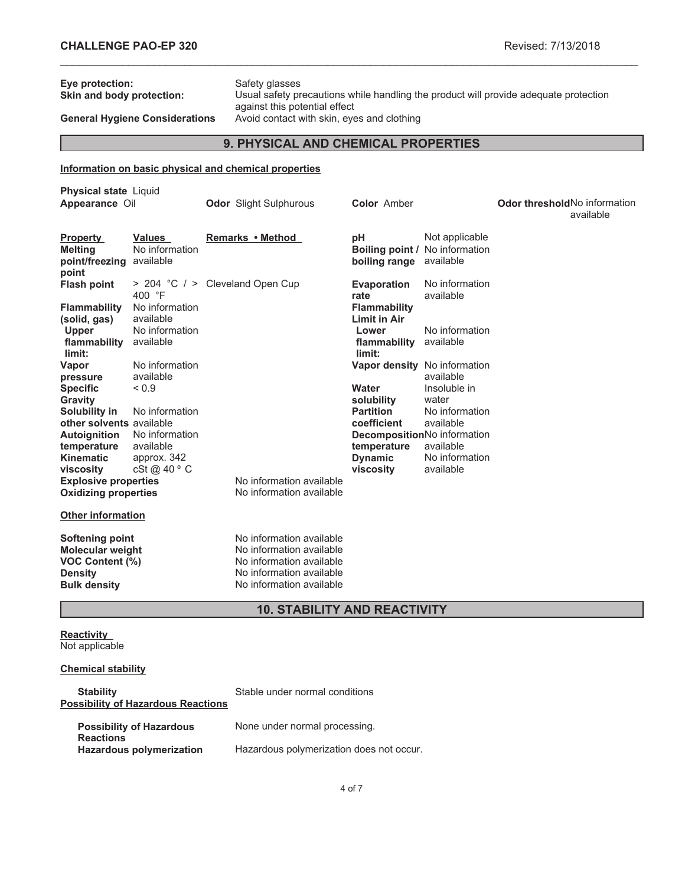**Eye protection:** Safety glasses

**Skin and body protection:** Usual safety precautions while handling the product will provide adequate protection against this potential effect

**General Hygiene Considerations** Avoid contact with skin, eyes and clothing

## 9. PHYSICAL AND CHEMICAL PROPERTIES

### Information on basic physical and chemical properties

**Physical state** Liquid
**Appearance** Oil

**Odor** Slight Sulphurous

**Color** Amber

**Odor threshold** No information available

| Property | Values | Remarks • Method | | |
|---|---|---|---|---|
| **Melting point/freezing point** | No information available | | **pH** | Not applicable |
| **Flash point** | > 204 °C / > 400 °F | Cleveland Open Cup | **Boiling point / boiling range** | No information available |
| **Flammability (solid, gas)** | No information available | | **Evaporation rate** | No information available |
| **Upper flammability limit:** | No information available | | **Flammability Limit in Air** | |
| | | | **Lower flammability limit:** | No information available |
| **Vapor pressure** | No information available | | **Vapor density** | No information available |
| **Specific Gravity** | < 0.9 | | **Water solubility** | Insoluble in water |
| **Solubility in other solvents** | No information available | | **Partition coefficient** | No information available |
| **Autoignition temperature** | No information available | | **Decomposition temperature** | No information available |
| **Kinematic viscosity** | approx. 342 cSt @ 40 º C | | **Dynamic viscosity** | No information available |
| **Explosive properties** | | No information available | | |
| **Oxidizing properties** | | No information available | | |

### Other information

| | |
|---|---|
| **Softening point** | No information available |
| **Molecular weight** | No information available |
| **VOC Content (%)** | No information available |
| **Density** | No information available |
| **Bulk density** | No information available |

## 10. STABILITY AND REACTIVITY

### Reactivity

Not applicable

### Chemical stability

**Stability** Stable under normal conditions

**Possibility of Hazardous Reactions**

**Possibility of Hazardous Reactions** None under normal processing.

**Hazardous polymerization** Hazardous polymerization does not occur.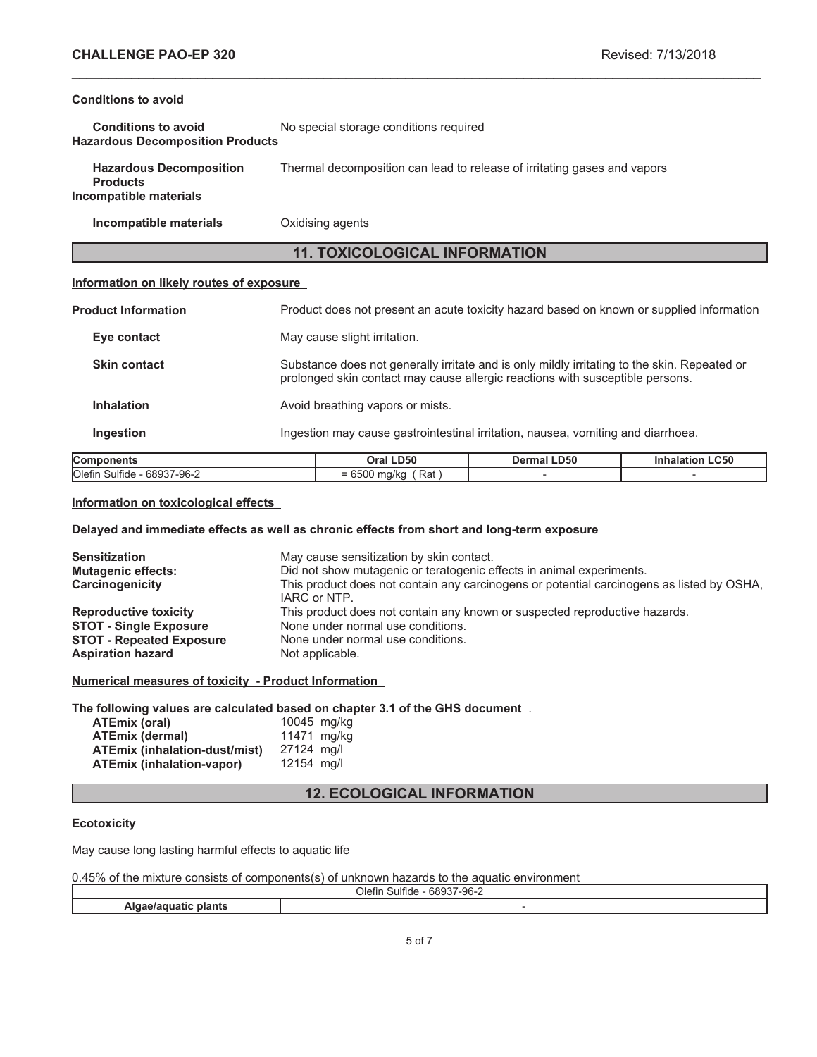#### Conditions to avoid

**Conditions to avoid** No special storage conditions required

#### Hazardous Decomposition Products

**Hazardous Decomposition Products** Thermal decomposition can lead to release of irritating gases and vapors

#### Incompatible materials

**Incompatible materials** Oxidising agents

## 11. TOXICOLOGICAL INFORMATION

#### Information on likely routes of exposure

**Product Information** Product does not present an acute toxicity hazard based on known or supplied information

**Eye contact** May cause slight irritation.

**Skin contact** Substance does not generally irritate and is only mildly irritating to the skin. Repeated or prolonged skin contact may cause allergic reactions with susceptible persons.

**Inhalation** Avoid breathing vapors or mists.

**Ingestion** Ingestion may cause gastrointestinal irritation, nausea, vomiting and diarrhoea.

| Components | Oral LD50 | Dermal LD50 | Inhalation LC50 |
|---|---|---|---|
| Olefin Sulfide - 68937-96-2 | = 6500 mg/kg ( Rat ) | - | - |

#### Information on toxicological effects

#### Delayed and immediate effects as well as chronic effects from short and long-term exposure

**Sensitization** May cause sensitization by skin contact.
**Mutagenic effects:** Did not show mutagenic or teratogenic effects in animal experiments.
**Carcinogenicity** This product does not contain any carcinogens or potential carcinogens as listed by OSHA, IARC or NTP.
**Reproductive toxicity** This product does not contain any known or suspected reproductive hazards.
**STOT - Single Exposure** None under normal use conditions.
**STOT - Repeated Exposure** None under normal use conditions.
**Aspiration hazard** Not applicable.

#### Numerical measures of toxicity - Product Information

**The following values are calculated based on chapter 3.1 of the GHS document** .

**ATEmix (oral)** 10045 mg/kg
**ATEmix (dermal)** 11471 mg/kg
**ATEmix (inhalation-dust/mist)** 27124 mg/l
**ATEmix (inhalation-vapor)** 12154 mg/l

## 12. ECOLOGICAL INFORMATION

#### Ecotoxicity

May cause long lasting harmful effects to aquatic life

0.45% of the mixture consists of components(s) of unknown hazards to the aquatic environment

| | Olefin Sulfide - 68937-96-2 |
|---|---|
| **Algae/aquatic plants** | - |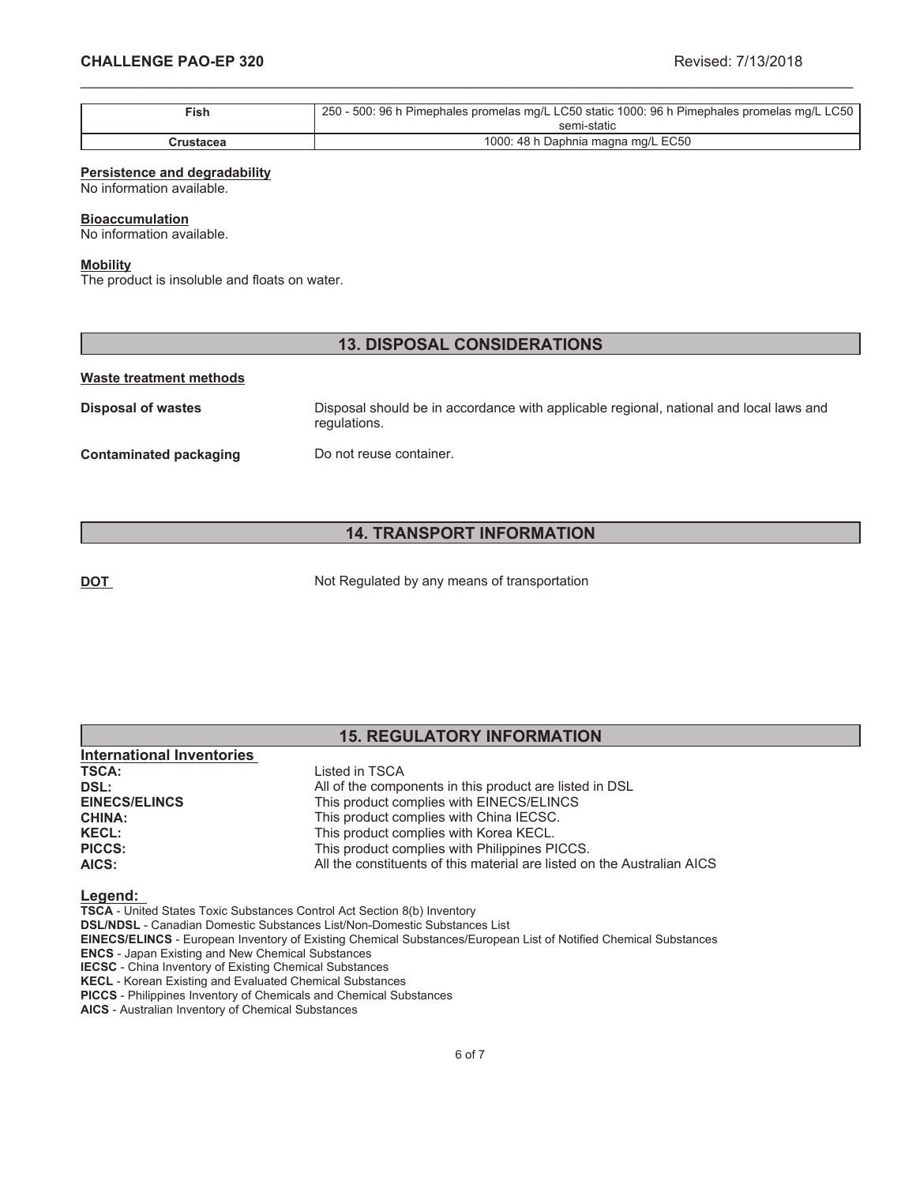| Fish | 250 - 500: 96 h Pimephales promelas mg/L LC50 static 1000: 96 h Pimephales promelas mg/L LC50 semi-static |
|---|---|
| Crustacea | 1000: 48 h Daphnia magna mg/L EC50 |

**Persistence and degradability**

No information available.

**Bioaccumulation**

No information available.

**Mobility**

The product is insoluble and floats on water.

## 13. DISPOSAL CONSIDERATIONS

**Waste treatment methods**

**Disposal of wastes** Disposal should be in accordance with applicable regional, national and local laws and regulations.

**Contaminated packaging** Do not reuse container.

## 14. TRANSPORT INFORMATION

**DOT** Not Regulated by any means of transportation

## 15. REGULATORY INFORMATION

**International Inventories**

**TSCA:** Listed in TSCA
**DSL:** All of the components in this product are listed in DSL
**EINECS/ELINCS** This product complies with EINECS/ELINCS
**CHINA:** This product complies with China IECSC.
**KECL:** This product complies with Korea KECL.
**PICCS:** This product complies with Philippines PICCS.
**AICS:** All the constituents of this material are listed on the Australian AICS

**Legend:**

**TSCA** - United States Toxic Substances Control Act Section 8(b) Inventory
**DSL/NDSL** - Canadian Domestic Substances List/Non-Domestic Substances List
**EINECS/ELINCS** - European Inventory of Existing Chemical Substances/European List of Notified Chemical Substances
**ENCS** - Japan Existing and New Chemical Substances
**IECSC** - China Inventory of Existing Chemical Substances
**KECL** - Korean Existing and Evaluated Chemical Substances
**PICCS** - Philippines Inventory of Chemicals and Chemical Substances
**AICS** - Australian Inventory of Chemical Substances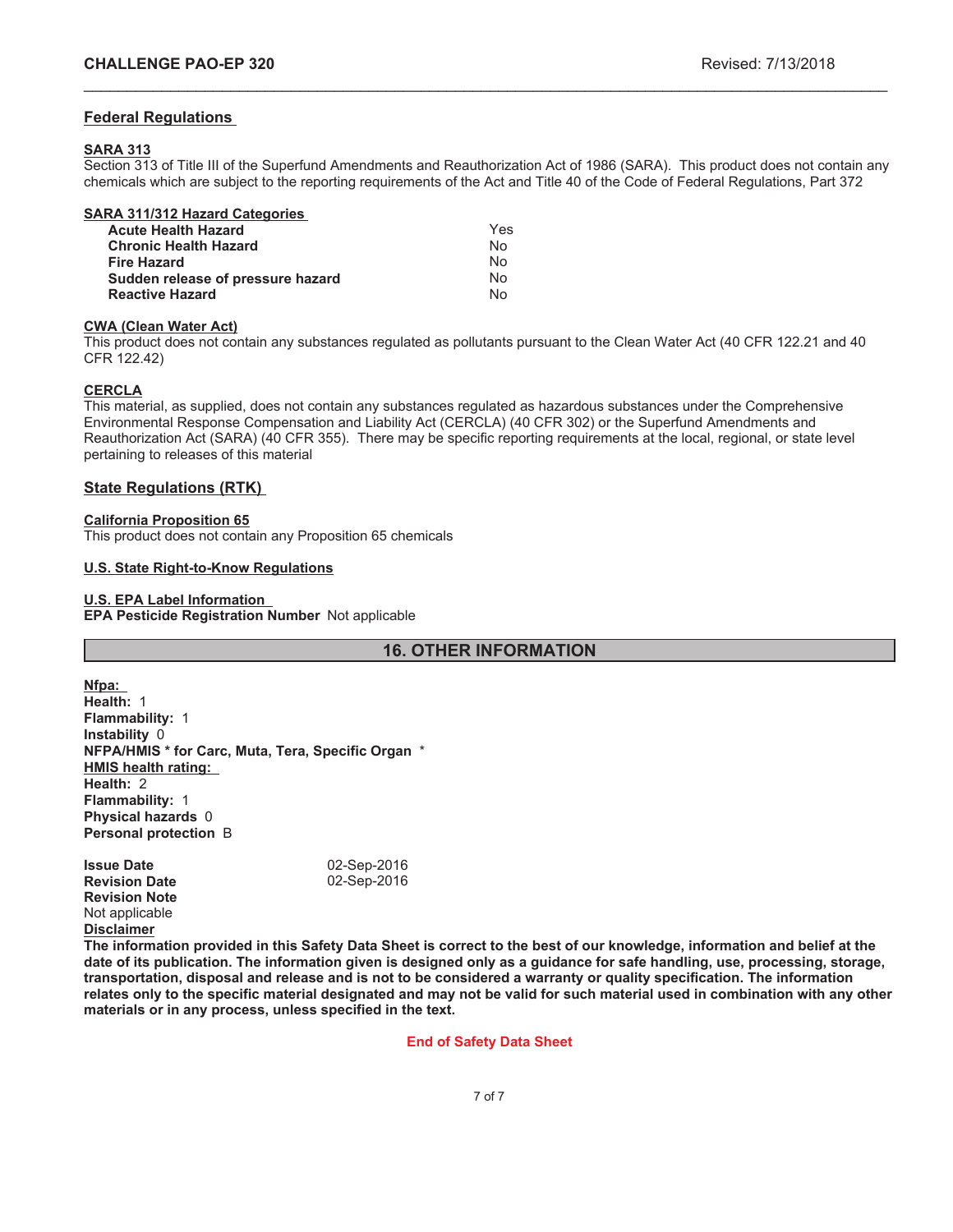## Federal Regulations

### SARA 313

Section 313 of Title III of the Superfund Amendments and Reauthorization Act of 1986 (SARA). This product does not contain any chemicals which are subject to the reporting requirements of the Act and Title 40 of the Code of Federal Regulations, Part 372

### SARA 311/312 Hazard Categories

| | |
|---|---|
| **Acute Health Hazard** | Yes |
| **Chronic Health Hazard** | No |
| **Fire Hazard** | No |
| **Sudden release of pressure hazard** | No |
| **Reactive Hazard** | No |

### CWA (Clean Water Act)

This product does not contain any substances regulated as pollutants pursuant to the Clean Water Act (40 CFR 122.21 and 40 CFR 122.42)

### CERCLA

This material, as supplied, does not contain any substances regulated as hazardous substances under the Comprehensive Environmental Response Compensation and Liability Act (CERCLA) (40 CFR 302) or the Superfund Amendments and Reauthorization Act (SARA) (40 CFR 355). There may be specific reporting requirements at the local, regional, or state level pertaining to releases of this material

## State Regulations (RTK)

### California Proposition 65

This product does not contain any Proposition 65 chemicals

### U.S. State Right-to-Know Regulations

### U.S. EPA Label Information

**EPA Pesticide Registration Number** Not applicable

## 16. OTHER INFORMATION

**Nfpa:**

**Health:** 1
**Flammability:** 1
**Instability** 0
**NFPA/HMIS * for Carc, Muta, Tera, Specific Organ** *

**HMIS health rating:**

**Health:** 2
**Flammability:** 1
**Physical hazards** 0
**Personal protection** B

| | |
|---|---|
| **Issue Date** | 02-Sep-2016 |
| **Revision Date** | 02-Sep-2016 |

**Revision Note**
Not applicable

**Disclaimer**

**The information provided in this Safety Data Sheet is correct to the best of our knowledge, information and belief at the date of its publication. The information given is designed only as a guidance for safe handling, use, processing, storage, transportation, disposal and release and is not to be considered a warranty or quality specification. The information relates only to the specific material designated and may not be valid for such material used in combination with any other materials or in any process, unless specified in the text.**

**End of Safety Data Sheet**